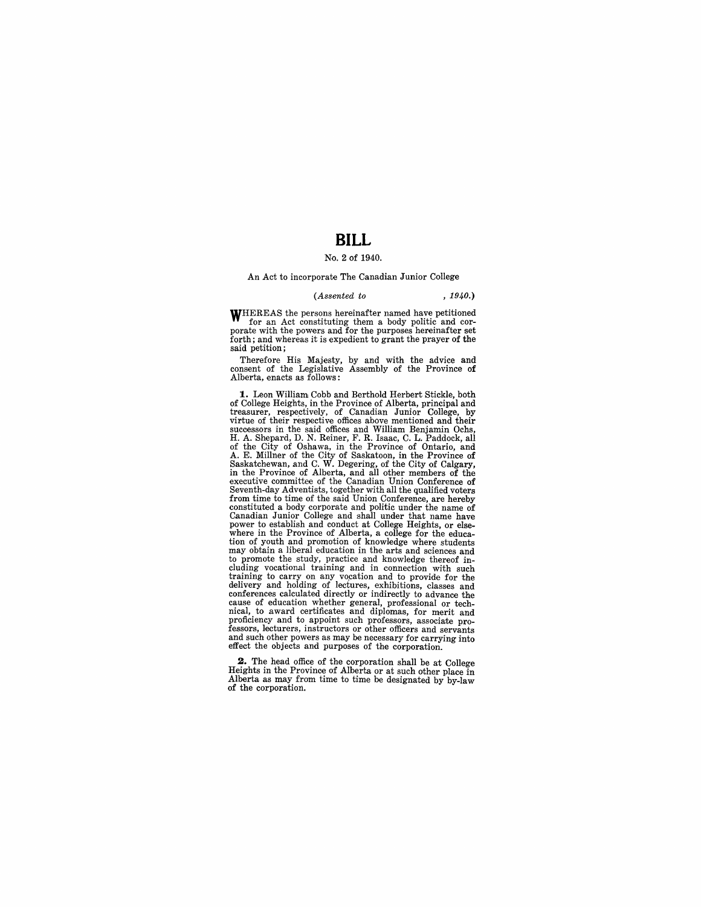# BILL

No. 2 of 1940.

An Act to incorporate The Canadian Junior College

*(Assented to , 1940.)*

WHEREAS the persons hereinafter named have petitioned for an Act constituting them a body politic and corporate with the powers and for the purposes hereinafter set forth; and whereas it is expedient to grant the prayer of the said petition;

Therefore His Majesty, by and with the advice and consent of the Legislative Assembly of the Province of Alberta, enacts as follows:

**1.** Leon William Cobb and Berthold Herbert Stickle, both of College Heights, in the Province of Alberta, principal and treasurer, respectively, of Canadian Junior College, by virtue of their respective offices above mentioned and their successors in the said offices and William Benjamin Ochs, H. A. Shepard, D. N. Reiner, F. R. Isaac, C. L. Paddock, all of the City of Oshawa, in the Province of Ontario, and A. E. Millner of the City of Saskatoon, in the Province of Saskatchewan, and C. W. Degering, of the City of Calgary, in the Province of Alberta, and all other members of the executive committee of the Canadian Union Conference of Seventh-day Adventists, together with all the qualified voters from time to time of the said Union Conference, are hereby constituted a body corporate and politic under the name of Canadian Junior College and shall under that name have power to establish and conduct at College Heights, or elsewhere in the Province of Alberta, a college for the education of youth and promotion of knowledge where students may obtain a liberal education in the arts and sciences and to promote the study, practice and knowledge thereof including vocational training and in connection with such training to carry on any vocation and to provide for the delivery and holding of lectures, exhibitions, classes and conferences calculated directly or indirectly to advance the cause of education whether general, professional or technical, to award certificates and diplomas, for merit and proficiency and to appoint such professors, associate professors, lecturers, instructors or other officers and servants and such other powers as may be necessary for carrying into effect the objects and purposes of the corporation.

**2.** The head office of the corporation shall be at College Heights in the Province of Alberta or at such other place in Alberta as may from time to time be designated by by-law of the corporation.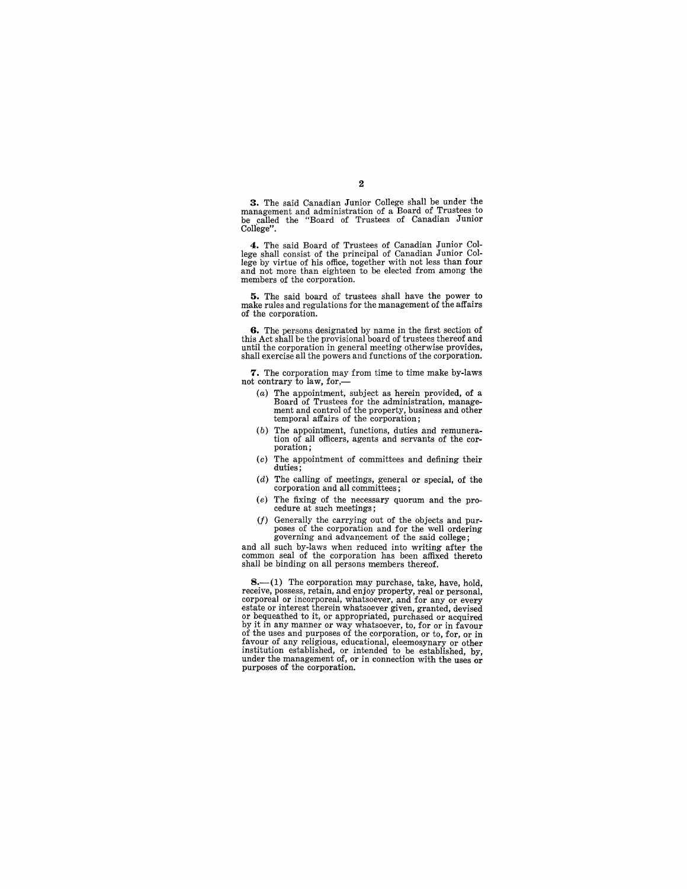**3.** The said Canadian Junior College shall be under the management and administration of a Board of Trustees to be called the "Board of Trustees of Canadian Junior College".

**4.** The said Board of Trustees of Canadian Junior College shall consist of the principal of Canadian Junior College by virtue of his office, together with not less than four and not more than eighteen to be elected from among the members of the corporation.

**5.** The said board of trustees shall have the power to make rules and regulations for the management of the affairs of the corporation.

**6.** The persons designated by name in the first section of this Act shall be the provisional board of trustees thereof and until the corporation in general meeting otherwise provides, shall exercise all the powers and functions of the corporation.

**7.** The corporation may from time to time make by-laws not contrary to law, for,—

- (*a*) The appointment, subject as herein provided, of a Board of Trustees for the administration, management and control of the property, business and other temporal affairs of the corporation;
- (*b*) The appointment, functions, duties and remuneration of all officers, agents and servants of the corporation;
- (*c*) The appointment of committees and defining their duties;
- (*d*) The calling of meetings, general or special, of the corporation and all committees;
- (*e*) The fixing of the necessary quorum and the procedure at such meetings;
- (*f*) Generally the carrying out of the objects and purposes of the corporation and for the well ordering governing and advancement of the said college;

and all such by-laws when reduced into writing after the common seal of the corporation has been affixed thereto shall be binding on all persons members thereof.

**8.**—(1) The corporation may purchase, take, have, hold, receive, possess, retain, and enjoy property, real or personal, corporeal or incorporeal, whatsoever, and for any or every estate or interest therein whatsoever given, granted, devised or bequeathed to it, or appropriated, purchased or acquired by it in any manner or way whatsoever, to, for or in favour of the uses and purposes of the corporation, or to, for, or in favour of any religious, educational, eleemosynary or other institution established, or intended to be established, by, under the management of, or in connection with the uses or purposes of the corporation.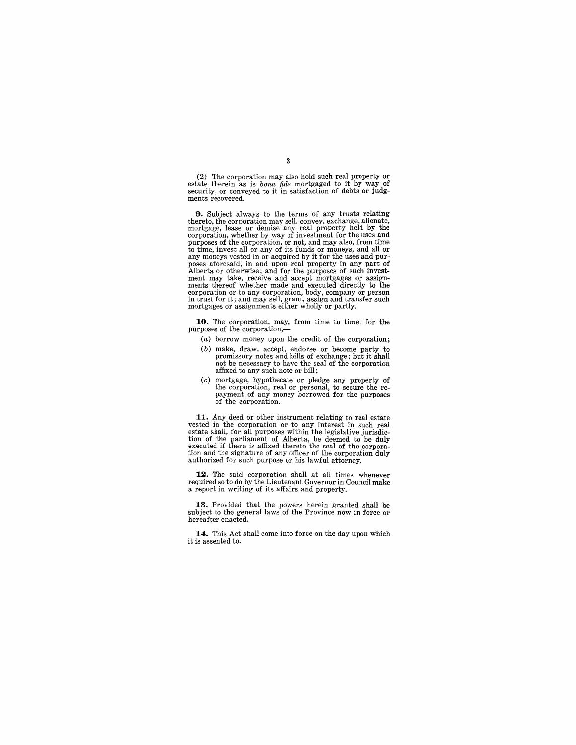(2) The corporation may also hold such real property or estate therein as is *bona fide* mortgaged to it by way of security, or conveyed to it in satisfaction of debts or judgments recovered.

**9.** Subject always to the terms of any trusts relating thereto, the corporation may sell, convey, exchange, alienate, mortgage, lease or demise any real property held by the corporation, whether by way of investment for the uses and purposes of the corporation, or not, and may also, from time to time, invest all or any of its funds or moneys, and all or any moneys vested in or acquired by it for the uses and purposes aforesaid, in and upon real property in any part of Alberta or otherwise; and for the purposes of such investment may take, receive and accept mortgages or assignments thereof whether made and executed directly to the corporation or to any corporation, body, company or person in trust for it; and may sell, grant, assign and transfer such mortgages or assignments either wholly or partly.

**10.** The corporation, may, from time to time, for the purposes of the corporation,—

(*a*) borrow money upon the credit of the corporation;

(*b*) make, draw, accept, endorse or become party to promissory notes and bills of exchange; but it shall not be necessary to have the seal of the corporation affixed to any such note or bill;

(*c*) mortgage, hypothecate or pledge any property of the corporation, real or personal, to secure the repayment of any money borrowed for the purposes of the corporation.

**11.** Any deed or other instrument relating to real estate vested in the corporation or to any interest in such real estate shall, for all purposes within the legislative jurisdiction of the parliament of Alberta, be deemed to be duly executed if there is affixed thereto the seal of the corporation and the signature of any officer of the corporation duly authorized for such purpose or his lawful attorney.

**12.** The said corporation shall at all times whenever required so to do by the Lieutenant Governor in Council make a report in writing of its affairs and property.

**13.** Provided that the powers herein granted shall be subject to the general laws of the Province now in force or hereafter enacted.

**14.** This Act shall come into force on the day upon which it is assented to.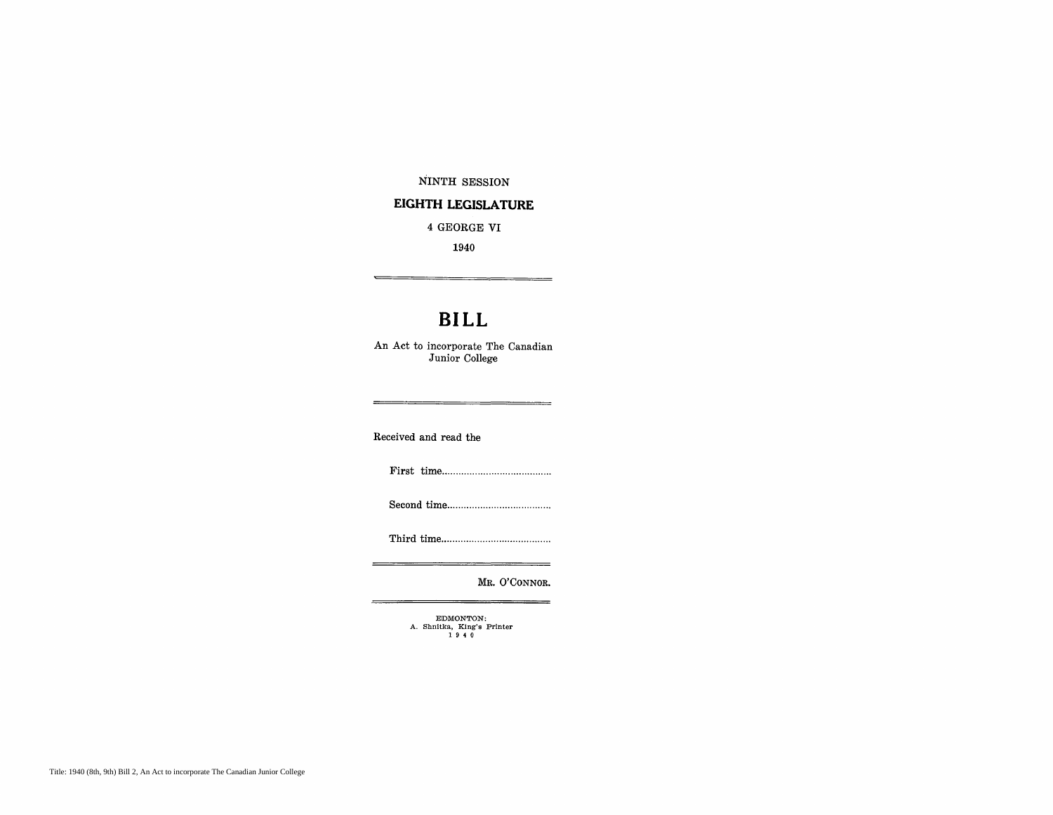NINTH SESSION

**EIGHTH LEGISLATURE**

4 GEORGE VI

1940

---

# BILL

An Act to incorporate The Canadian Junior College

---

Received and read the

First time......................................

Second time....................................

Third time......................................

---

MR. O'CONNOR.

---

EDMONTON:
A. Shnitka, King's Printer
1940

Title: 1940 (8th, 9th) Bill 2, An Act to incorporate The Canadian Junior College